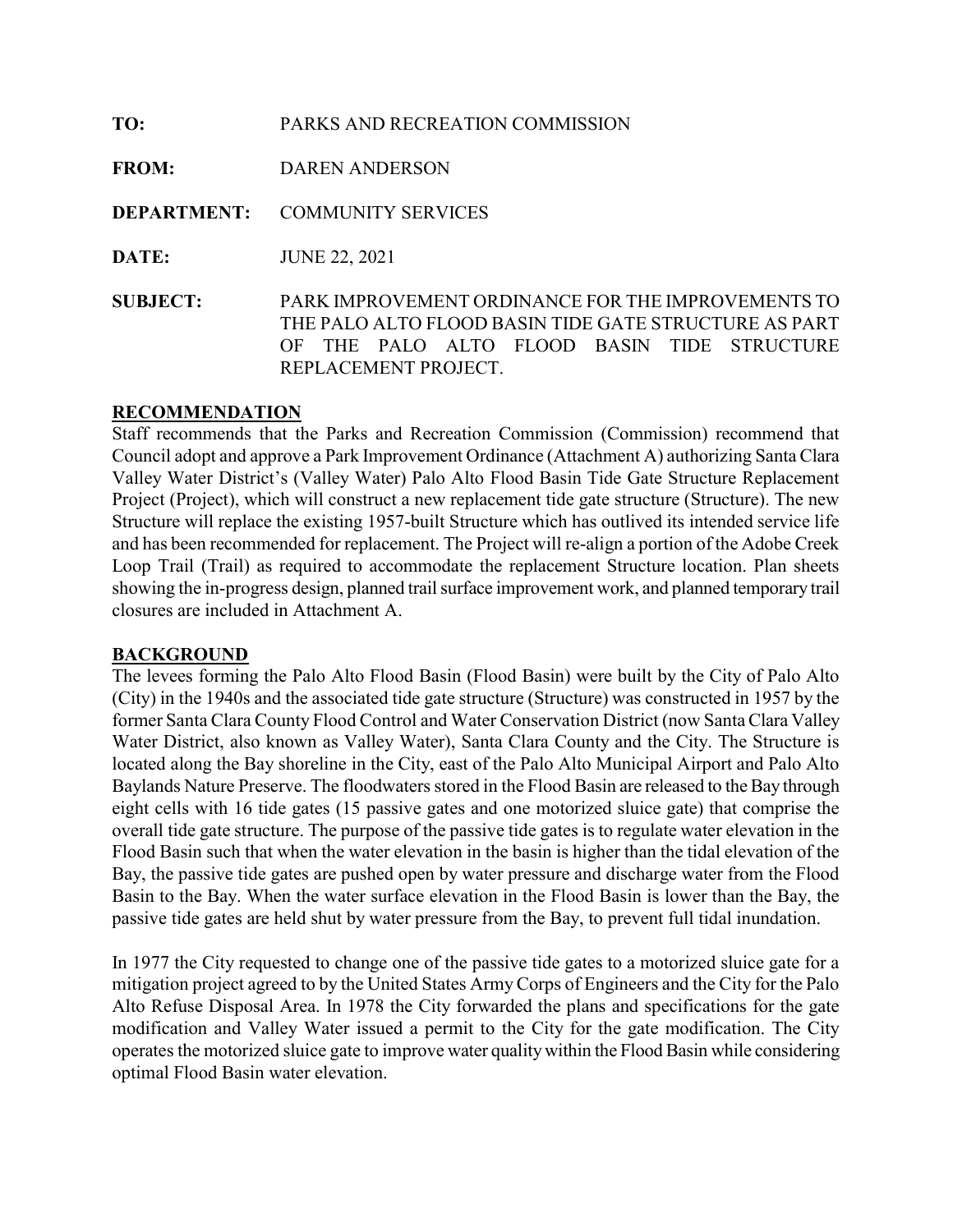**TO:** PARKS AND RECREATION COMMISSION

**FROM:** DAREN ANDERSON

**DEPARTMENT:** COMMUNITY SERVICES

**DATE:** JUNE 22, 2021

**SUBJECT:** PARK IMPROVEMENT ORDINANCE FOR THE IMPROVEMENTS TO THE PALO ALTO FLOOD BASIN TIDE GATE STRUCTURE AS PART OF THE PALO ALTO FLOOD BASIN TIDE STRUCTURE REPLACEMENT PROJECT.

## RECOMMENDATION

Staff recommends that the Parks and Recreation Commission (Commission) recommend that Council adopt and approve a Park Improvement Ordinance (Attachment A) authorizing Santa Clara Valley Water District's (Valley Water) Palo Alto Flood Basin Tide Gate Structure Replacement Project (Project), which will construct a new replacement tide gate structure (Structure). The new Structure will replace the existing 1957-built Structure which has outlived its intended service life and has been recommended for replacement. The Project will re-align a portion of the Adobe Creek Loop Trail (Trail) as required to accommodate the replacement Structure location. Plan sheets showing the in-progress design, planned trail surface improvement work, and planned temporary trail closures are included in Attachment A.

## BACKGROUND

The levees forming the Palo Alto Flood Basin (Flood Basin) were built by the City of Palo Alto (City) in the 1940s and the associated tide gate structure (Structure) was constructed in 1957 by the former Santa Clara County Flood Control and Water Conservation District (now Santa Clara Valley Water District, also known as Valley Water), Santa Clara County and the City. The Structure is located along the Bay shoreline in the City, east of the Palo Alto Municipal Airport and Palo Alto Baylands Nature Preserve. The floodwaters stored in the Flood Basin are released to the Bay through eight cells with 16 tide gates (15 passive gates and one motorized sluice gate) that comprise the overall tide gate structure. The purpose of the passive tide gates is to regulate water elevation in the Flood Basin such that when the water elevation in the basin is higher than the tidal elevation of the Bay, the passive tide gates are pushed open by water pressure and discharge water from the Flood Basin to the Bay. When the water surface elevation in the Flood Basin is lower than the Bay, the passive tide gates are held shut by water pressure from the Bay, to prevent full tidal inundation.

In 1977 the City requested to change one of the passive tide gates to a motorized sluice gate for a mitigation project agreed to by the United States Army Corps of Engineers and the City for the Palo Alto Refuse Disposal Area. In 1978 the City forwarded the plans and specifications for the gate modification and Valley Water issued a permit to the City for the gate modification. The City operates the motorized sluice gate to improve water quality within the Flood Basin while considering optimal Flood Basin water elevation.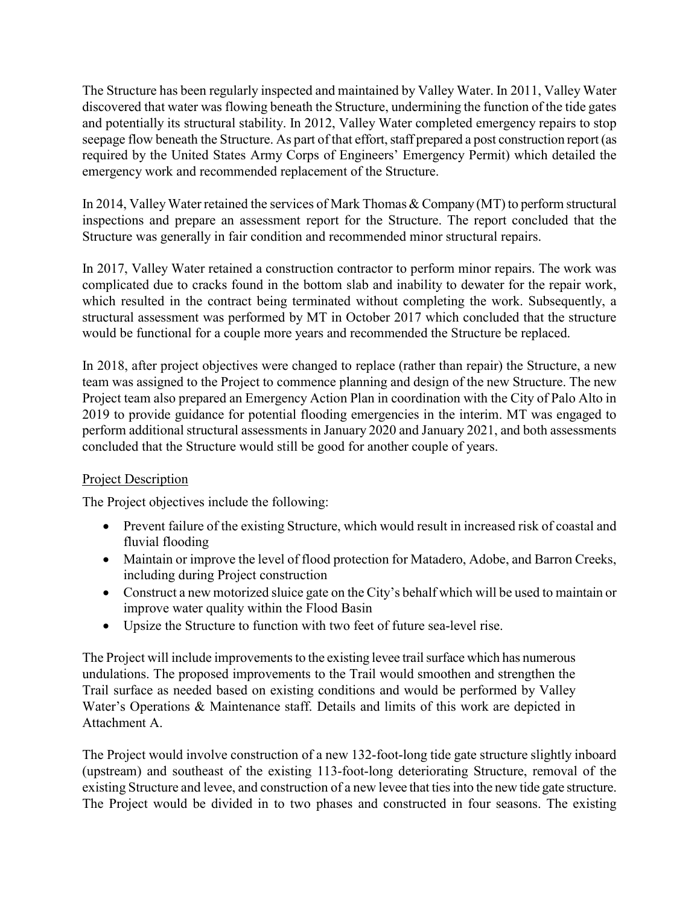The Structure has been regularly inspected and maintained by Valley Water. In 2011, Valley Water discovered that water was flowing beneath the Structure, undermining the function of the tide gates and potentially its structural stability. In 2012, Valley Water completed emergency repairs to stop seepage flow beneath the Structure. As part of that effort, staff prepared a post construction report (as required by the United States Army Corps of Engineers' Emergency Permit) which detailed the emergency work and recommended replacement of the Structure.

In 2014, Valley Water retained the services of Mark Thomas & Company (MT) to perform structural inspections and prepare an assessment report for the Structure. The report concluded that the Structure was generally in fair condition and recommended minor structural repairs.

In 2017, Valley Water retained a construction contractor to perform minor repairs. The work was complicated due to cracks found in the bottom slab and inability to dewater for the repair work, which resulted in the contract being terminated without completing the work. Subsequently, a structural assessment was performed by MT in October 2017 which concluded that the structure would be functional for a couple more years and recommended the Structure be replaced.

In 2018, after project objectives were changed to replace (rather than repair) the Structure, a new team was assigned to the Project to commence planning and design of the new Structure. The new Project team also prepared an Emergency Action Plan in coordination with the City of Palo Alto in 2019 to provide guidance for potential flooding emergencies in the interim. MT was engaged to perform additional structural assessments in January 2020 and January 2021, and both assessments concluded that the Structure would still be good for another couple of years.

## Project Description

The Project objectives include the following:

- Prevent failure of the existing Structure, which would result in increased risk of coastal and fluvial flooding
- Maintain or improve the level of flood protection for Matadero, Adobe, and Barron Creeks, including during Project construction
- Construct a new motorized sluice gate on the City's behalf which will be used to maintain or improve water quality within the Flood Basin
- Upsize the Structure to function with two feet of future sea-level rise.

The Project will include improvements to the existing levee trail surface which has numerous undulations. The proposed improvements to the Trail would smoothen and strengthen the Trail surface as needed based on existing conditions and would be performed by Valley Water's Operations & Maintenance staff. Details and limits of this work are depicted in Attachment A.

The Project would involve construction of a new 132-foot-long tide gate structure slightly inboard (upstream) and southeast of the existing 113-foot-long deteriorating Structure, removal of the existing Structure and levee, and construction of a new levee that ties into the new tide gate structure. The Project would be divided in to two phases and constructed in four seasons. The existing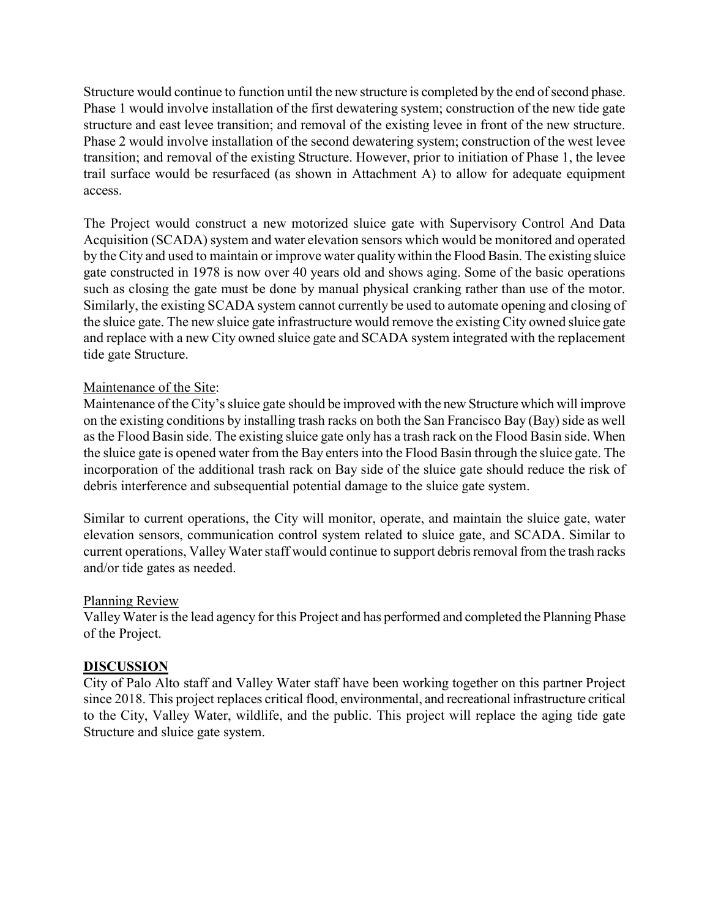Structure would continue to function until the new structure is completed by the end of second phase. Phase 1 would involve installation of the first dewatering system; construction of the new tide gate structure and east levee transition; and removal of the existing levee in front of the new structure. Phase 2 would involve installation of the second dewatering system; construction of the west levee transition; and removal of the existing Structure. However, prior to initiation of Phase 1, the levee trail surface would be resurfaced (as shown in Attachment A) to allow for adequate equipment access.

The Project would construct a new motorized sluice gate with Supervisory Control And Data Acquisition (SCADA) system and water elevation sensors which would be monitored and operated by the City and used to maintain or improve water quality within the Flood Basin. The existing sluice gate constructed in 1978 is now over 40 years old and shows aging. Some of the basic operations such as closing the gate must be done by manual physical cranking rather than use of the motor. Similarly, the existing SCADA system cannot currently be used to automate opening and closing of the sluice gate. The new sluice gate infrastructure would remove the existing City owned sluice gate and replace with a new City owned sluice gate and SCADA system integrated with the replacement tide gate Structure.

Maintenance of the Site:

Maintenance of the City's sluice gate should be improved with the new Structure which will improve on the existing conditions by installing trash racks on both the San Francisco Bay (Bay) side as well as the Flood Basin side. The existing sluice gate only has a trash rack on the Flood Basin side. When the sluice gate is opened water from the Bay enters into the Flood Basin through the sluice gate. The incorporation of the additional trash rack on Bay side of the sluice gate should reduce the risk of debris interference and subsequential potential damage to the sluice gate system.

Similar to current operations, the City will monitor, operate, and maintain the sluice gate, water elevation sensors, communication control system related to sluice gate, and SCADA. Similar to current operations, Valley Water staff would continue to support debris removal from the trash racks and/or tide gates as needed.

Planning Review

Valley Water is the lead agency for this Project and has performed and completed the Planning Phase of the Project.

## DISCUSSION

City of Palo Alto staff and Valley Water staff have been working together on this partner Project since 2018. This project replaces critical flood, environmental, and recreational infrastructure critical to the City, Valley Water, wildlife, and the public. This project will replace the aging tide gate Structure and sluice gate system.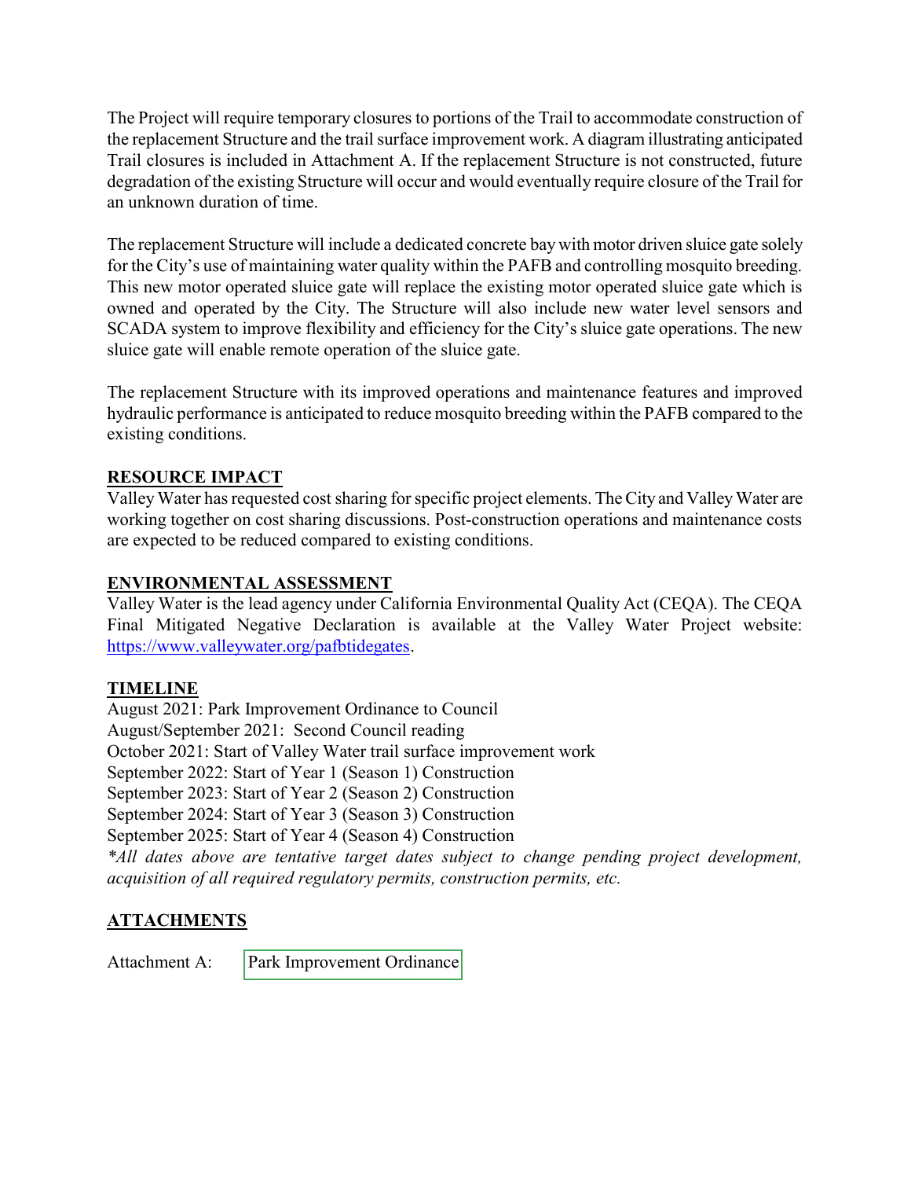The Project will require temporary closures to portions of the Trail to accommodate construction of the replacement Structure and the trail surface improvement work. A diagram illustrating anticipated Trail closures is included in Attachment A. If the replacement Structure is not constructed, future degradation of the existing Structure will occur and would eventually require closure of the Trail for an unknown duration of time.

The replacement Structure will include a dedicated concrete bay with motor driven sluice gate solely for the City's use of maintaining water quality within the PAFB and controlling mosquito breeding. This new motor operated sluice gate will replace the existing motor operated sluice gate which is owned and operated by the City. The Structure will also include new water level sensors and SCADA system to improve flexibility and efficiency for the City's sluice gate operations. The new sluice gate will enable remote operation of the sluice gate.

The replacement Structure with its improved operations and maintenance features and improved hydraulic performance is anticipated to reduce mosquito breeding within the PAFB compared to the existing conditions.

## RESOURCE IMPACT

Valley Water has requested cost sharing for specific project elements. The City and Valley Water are working together on cost sharing discussions. Post-construction operations and maintenance costs are expected to be reduced compared to existing conditions.

## ENVIRONMENTAL ASSESSMENT

Valley Water is the lead agency under California Environmental Quality Act (CEQA). The CEQA Final Mitigated Negative Declaration is available at the Valley Water Project website: [https://www.valleywater.org/pafbtidegates](https://www.valleywater.org/pafbtidegates).

## TIMELINE

August 2021: Park Improvement Ordinance to Council
August/September 2021: Second Council reading
October 2021: Start of Valley Water trail surface improvement work
September 2022: Start of Year 1 (Season 1) Construction
September 2023: Start of Year 2 (Season 2) Construction
September 2024: Start of Year 3 (Season 3) Construction
September 2025: Start of Year 4 (Season 4) Construction
*\*All dates above are tentative target dates subject to change pending project development, acquisition of all required regulatory permits, construction permits, etc.*

## ATTACHMENTS

Attachment A: Park Improvement Ordinance